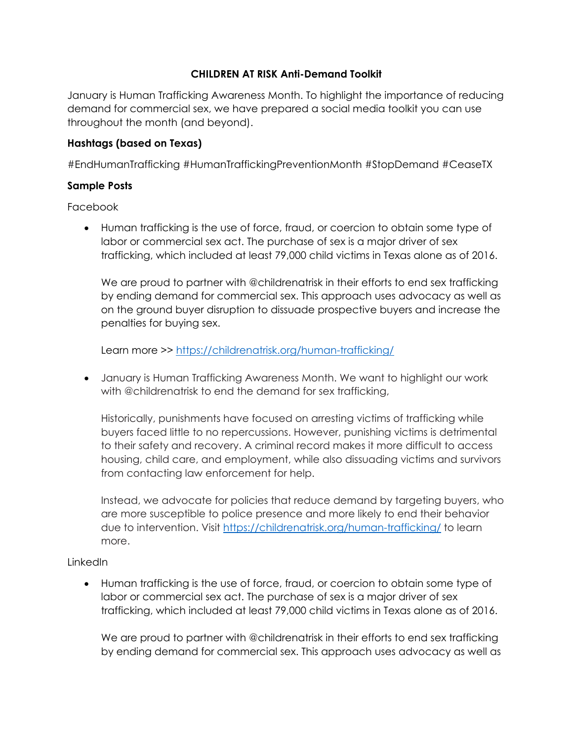# CHILDREN AT RISK Anti-Demand Toolkit

January is Human Trafficking Awareness Month. To highlight the importance of reducing demand for commercial sex, we have prepared a social media toolkit you can use throughout the month (and beyond).

### Hashtags (based on Texas)

#EndHumanTrafficking #HumanTraffickingPreventionMonth #StopDemand #CeaseTX

### Sample Posts

Facebook

- Human trafficking is the use of force, fraud, or coercion to obtain some type of labor or commercial sex act. The purchase of sex is a major driver of sex trafficking, which included at least 79,000 child victims in Texas alone as of 2016.

  We are proud to partner with @childrenatrisk in their efforts to end sex trafficking by ending demand for commercial sex. This approach uses advocacy as well as on the ground buyer disruption to dissuade prospective buyers and increase the penalties for buying sex.

  Learn more >> https://childrenatrisk.org/human-trafficking/

- January is Human Trafficking Awareness Month. We want to highlight our work with @childrenatrisk to end the demand for sex trafficking,

  Historically, punishments have focused on arresting victims of trafficking while buyers faced little to no repercussions. However, punishing victims is detrimental to their safety and recovery. A criminal record makes it more difficult to access housing, child care, and employment, while also dissuading victims and survivors from contacting law enforcement for help.

  Instead, we advocate for policies that reduce demand by targeting buyers, who are more susceptible to police presence and more likely to end their behavior due to intervention. Visit https://childrenatrisk.org/human-trafficking/ to learn more.

LinkedIn

- Human trafficking is the use of force, fraud, or coercion to obtain some type of labor or commercial sex act. The purchase of sex is a major driver of sex trafficking, which included at least 79,000 child victims in Texas alone as of 2016.

  We are proud to partner with @childrenatrisk in their efforts to end sex trafficking by ending demand for commercial sex. This approach uses advocacy as well as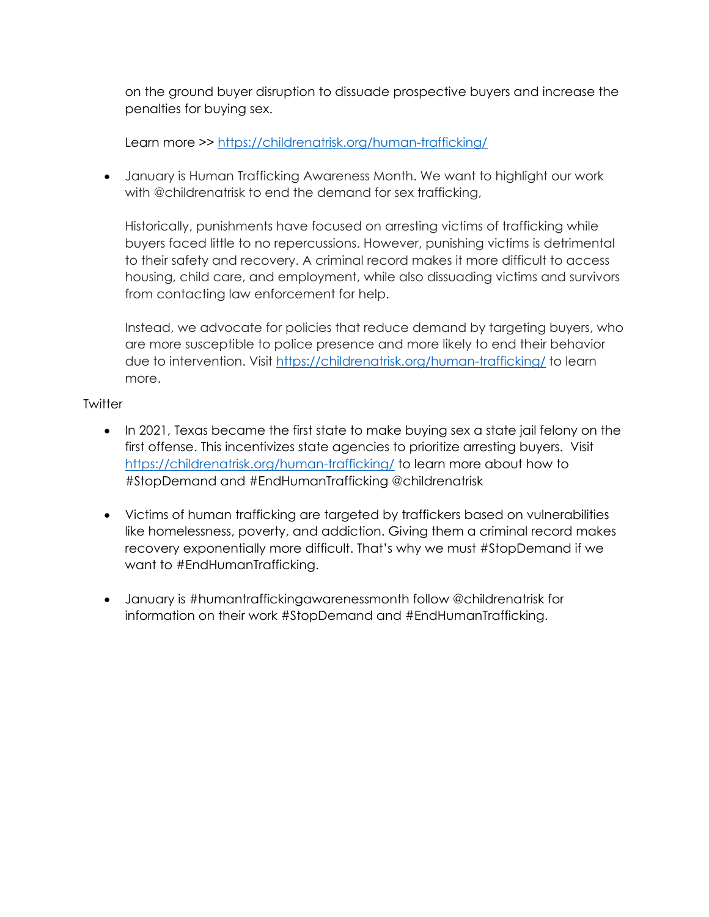on the ground buyer disruption to dissuade prospective buyers and increase the penalties for buying sex.

Learn more >> https://childrenatrisk.org/human-trafficking/

- January is Human Trafficking Awareness Month. We want to highlight our work with @childrenatrisk to end the demand for sex trafficking,

  Historically, punishments have focused on arresting victims of trafficking while buyers faced little to no repercussions. However, punishing victims is detrimental to their safety and recovery. A criminal record makes it more difficult to access housing, child care, and employment, while also dissuading victims and survivors from contacting law enforcement for help.

  Instead, we advocate for policies that reduce demand by targeting buyers, who are more susceptible to police presence and more likely to end their behavior due to intervention. Visit https://childrenatrisk.org/human-trafficking/ to learn more.

Twitter

- In 2021, Texas became the first state to make buying sex a state jail felony on the first offense. This incentivizes state agencies to prioritize arresting buyers. Visit https://childrenatrisk.org/human-trafficking/ to learn more about how to #StopDemand and #EndHumanTrafficking @childrenatrisk

- Victims of human trafficking are targeted by traffickers based on vulnerabilities like homelessness, poverty, and addiction. Giving them a criminal record makes recovery exponentially more difficult. That's why we must #StopDemand if we want to #EndHumanTrafficking.

- January is #humantraffickingawarenessmonth follow @childrenatrisk for information on their work #StopDemand and #EndHumanTrafficking.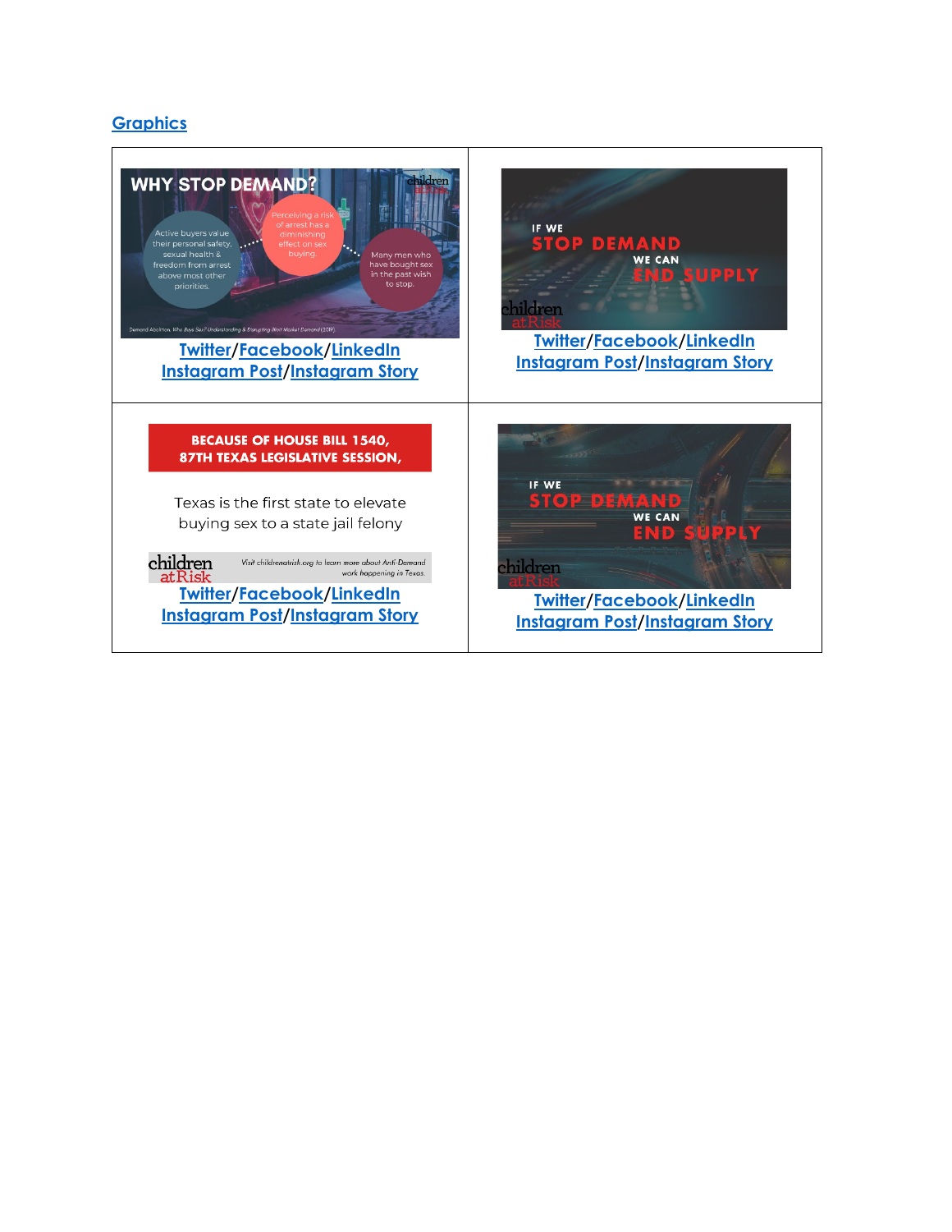## Graphics

| | |
|---|---|
| WHY STOP DEMAND? Active buyers value their personal safety, sexual health & freedom from arrest above most other priorities. Perceiving a risk of arrest has a diminishing effect on sex buying. Many men who have bought sex in the past wish to stop. children at Risk. Demand Abolition, Who Buys Sex? Understanding & Disrupting Illicit Market Demand (2019)<br>Twitter/Facebook/LinkedIn<br>Instagram Post/Instagram Story | IF WE STOP DEMAND WE CAN END SUPPLY children at Risk<br>Twitter/Facebook/LinkedIn<br>Instagram Post/Instagram Story |
| BECAUSE OF HOUSE BILL 1540, 87TH TEXAS LEGISLATIVE SESSION,<br>Texas is the first state to elevate buying sex to a state jail felony<br>children at Risk. Visit childrenatrisk.org to learn more about Anti-Demand work happening in Texas.<br>Twitter/Facebook/LinkedIn<br>Instagram Post/Instagram Story | IF WE STOP DEMAND WE CAN END SUPPLY children at Risk<br>Twitter/Facebook/LinkedIn<br>Instagram Post/Instagram Story |